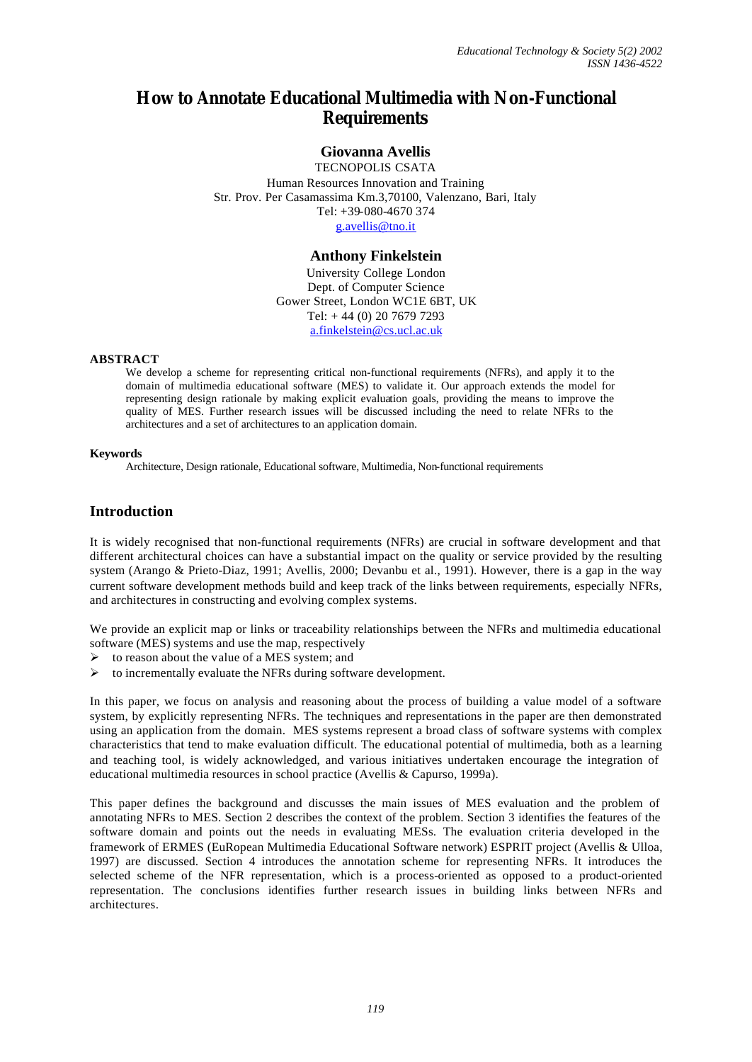# How to Annotate Educational Multimedia with Non-Functional Requirements

**Giovanna Avellis**

TECNOPOLIS CSATA
Human Resources Innovation and Training
Str. Prov. Per Casamassima Km.3,70100, Valenzano, Bari, Italy
Tel: +39-080-4670 374
g.avellis@tno.it

**Anthony Finkelstein**

University College London
Dept. of Computer Science
Gower Street, London WC1E 6BT, UK
Tel: + 44 (0) 20 7679 7293
a.finkelstein@cs.ucl.ac.uk

### ABSTRACT

We develop a scheme for representing critical non-functional requirements (NFRs), and apply it to the domain of multimedia educational software (MES) to validate it. Our approach extends the model for representing design rationale by making explicit evaluation goals, providing the means to improve the quality of MES. Further research issues will be discussed including the need to relate NFRs to the architectures and a set of architectures to an application domain.

#### Keywords

Architecture, Design rationale, Educational software, Multimedia, Non-functional requirements

## Introduction

It is widely recognised that non-functional requirements (NFRs) are crucial in software development and that different architectural choices can have a substantial impact on the quality or service provided by the resulting system (Arango & Prieto-Diaz, 1991; Avellis, 2000; Devanbu et al., 1991). However, there is a gap in the way current software development methods build and keep track of the links between requirements, especially NFRs, and architectures in constructing and evolving complex systems.

We provide an explicit map or links or traceability relationships between the NFRs and multimedia educational software (MES) systems and use the map, respectively

- to reason about the value of a MES system; and
- to incrementally evaluate the NFRs during software development.

In this paper, we focus on analysis and reasoning about the process of building a value model of a software system, by explicitly representing NFRs. The techniques and representations in the paper are then demonstrated using an application from the domain. MES systems represent a broad class of software systems with complex characteristics that tend to make evaluation difficult. The educational potential of multimedia, both as a learning and teaching tool, is widely acknowledged, and various initiatives undertaken encourage the integration of educational multimedia resources in school practice (Avellis & Capurso, 1999a).

This paper defines the background and discusses the main issues of MES evaluation and the problem of annotating NFRs to MES. Section 2 describes the context of the problem. Section 3 identifies the features of the software domain and points out the needs in evaluating MESs. The evaluation criteria developed in the framework of ERMES (EuRopean Multimedia Educational Software network) ESPRIT project (Avellis & Ulloa, 1997) are discussed. Section 4 introduces the annotation scheme for representing NFRs. It introduces the selected scheme of the NFR representation, which is a process-oriented as opposed to a product-oriented representation. The conclusions identifies further research issues in building links between NFRs and architectures.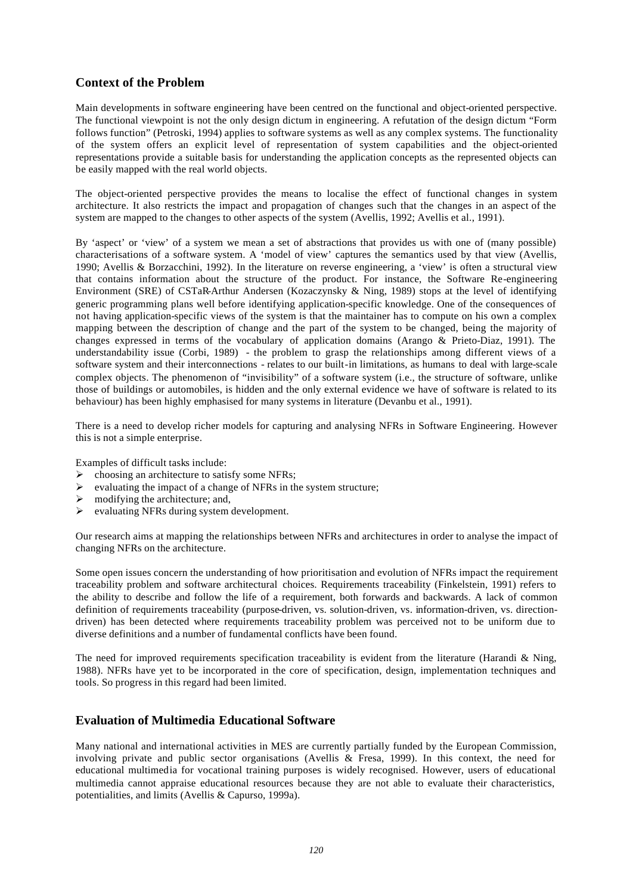## Context of the Problem

Main developments in software engineering have been centred on the functional and object-oriented perspective. The functional viewpoint is not the only design dictum in engineering. A refutation of the design dictum "Form follows function" (Petroski, 1994) applies to software systems as well as any complex systems. The functionality of the system offers an explicit level of representation of system capabilities and the object-oriented representations provide a suitable basis for understanding the application concepts as the represented objects can be easily mapped with the real world objects.

The object-oriented perspective provides the means to localise the effect of functional changes in system architecture. It also restricts the impact and propagation of changes such that the changes in an aspect of the system are mapped to the changes to other aspects of the system (Avellis, 1992; Avellis et al., 1991).

By 'aspect' or 'view' of a system we mean a set of abstractions that provides us with one of (many possible) characterisations of a software system. A 'model of view' captures the semantics used by that view (Avellis, 1990; Avellis & Borzacchini, 1992). In the literature on reverse engineering, a 'view' is often a structural view that contains information about the structure of the product. For instance, the Software Re-engineering Environment (SRE) of CSTaR-Arthur Andersen (Kozaczynsky & Ning, 1989) stops at the level of identifying generic programming plans well before identifying application-specific knowledge. One of the consequences of not having application-specific views of the system is that the maintainer has to compute on his own a complex mapping between the description of change and the part of the system to be changed, being the majority of changes expressed in terms of the vocabulary of application domains (Arango & Prieto-Diaz, 1991). The understandability issue (Corbi, 1989) - the problem to grasp the relationships among different views of a software system and their interconnections - relates to our built-in limitations, as humans to deal with large-scale complex objects. The phenomenon of "invisibility" of a software system (i.e., the structure of software, unlike those of buildings or automobiles, is hidden and the only external evidence we have of software is related to its behaviour) has been highly emphasised for many systems in literature (Devanbu et al., 1991).

There is a need to develop richer models for capturing and analysing NFRs in Software Engineering. However this is not a simple enterprise.

Examples of difficult tasks include:

- choosing an architecture to satisfy some NFRs;
- evaluating the impact of a change of NFRs in the system structure;
- modifying the architecture; and,
- evaluating NFRs during system development.

Our research aims at mapping the relationships between NFRs and architectures in order to analyse the impact of changing NFRs on the architecture.

Some open issues concern the understanding of how prioritisation and evolution of NFRs impact the requirement traceability problem and software architectural choices. Requirements traceability (Finkelstein, 1991) refers to the ability to describe and follow the life of a requirement, both forwards and backwards. A lack of common definition of requirements traceability (purpose-driven, vs. solution-driven, vs. information-driven, vs. direction-driven) has been detected where requirements traceability problem was perceived not to be uniform due to diverse definitions and a number of fundamental conflicts have been found.

The need for improved requirements specification traceability is evident from the literature (Harandi & Ning, 1988). NFRs have yet to be incorporated in the core of specification, design, implementation techniques and tools. So progress in this regard had been limited.

## Evaluation of Multimedia Educational Software

Many national and international activities in MES are currently partially funded by the European Commission, involving private and public sector organisations (Avellis & Fresa, 1999). In this context, the need for educational multimedia for vocational training purposes is widely recognised. However, users of educational multimedia cannot appraise educational resources because they are not able to evaluate their characteristics, potentialities, and limits (Avellis & Capurso, 1999a).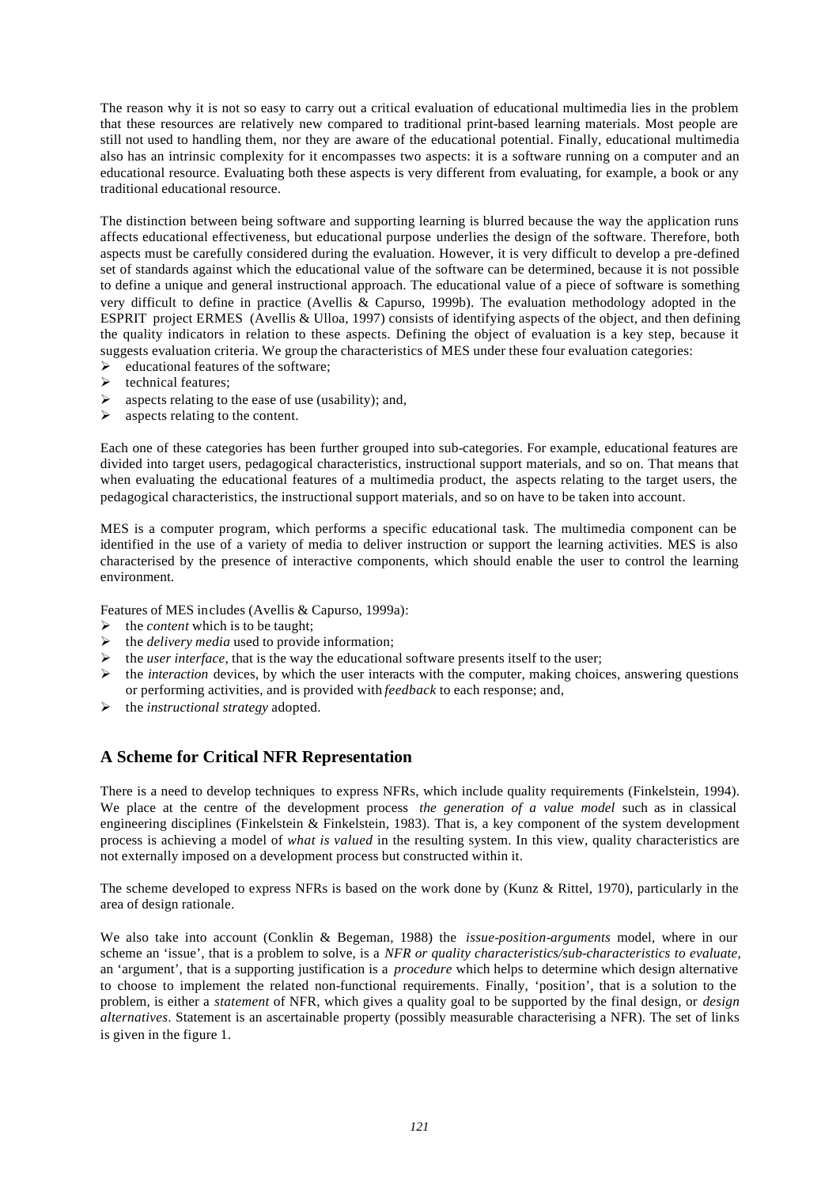The reason why it is not so easy to carry out a critical evaluation of educational multimedia lies in the problem that these resources are relatively new compared to traditional print-based learning materials. Most people are still not used to handling them, nor they are aware of the educational potential. Finally, educational multimedia also has an intrinsic complexity for it encompasses two aspects: it is a software running on a computer and an educational resource. Evaluating both these aspects is very different from evaluating, for example, a book or any traditional educational resource.

The distinction between being software and supporting learning is blurred because the way the application runs affects educational effectiveness, but educational purpose underlies the design of the software. Therefore, both aspects must be carefully considered during the evaluation. However, it is very difficult to develop a pre-defined set of standards against which the educational value of the software can be determined, because it is not possible to define a unique and general instructional approach. The educational value of a piece of software is something very difficult to define in practice (Avellis & Capurso, 1999b). The evaluation methodology adopted in the ESPRIT project ERMES (Avellis & Ulloa, 1997) consists of identifying aspects of the object, and then defining the quality indicators in relation to these aspects. Defining the object of evaluation is a key step, because it suggests evaluation criteria. We group the characteristics of MES under these four evaluation categories:

- educational features of the software;
- technical features;
- aspects relating to the ease of use (usability); and,
- aspects relating to the content.

Each one of these categories has been further grouped into sub-categories. For example, educational features are divided into target users, pedagogical characteristics, instructional support materials, and so on. That means that when evaluating the educational features of a multimedia product, the aspects relating to the target users, the pedagogical characteristics, the instructional support materials, and so on have to be taken into account.

MES is a computer program, which performs a specific educational task. The multimedia component can be identified in the use of a variety of media to deliver instruction or support the learning activities. MES is also characterised by the presence of interactive components, which should enable the user to control the learning environment.

Features of MES includes (Avellis & Capurso, 1999a):

- the *content* which is to be taught;
- the *delivery media* used to provide information;
- the *user interface*, that is the way the educational software presents itself to the user;
- the *interaction* devices, by which the user interacts with the computer, making choices, answering questions or performing activities, and is provided with *feedback* to each response; and,
- the *instructional strategy* adopted.

## A Scheme for Critical NFR Representation

There is a need to develop techniques to express NFRs, which include quality requirements (Finkelstein, 1994). We place at the centre of the development process *the generation of a value model* such as in classical engineering disciplines (Finkelstein & Finkelstein, 1983). That is, a key component of the system development process is achieving a model of *what is valued* in the resulting system. In this view, quality characteristics are not externally imposed on a development process but constructed within it.

The scheme developed to express NFRs is based on the work done by (Kunz & Rittel, 1970), particularly in the area of design rationale.

We also take into account (Conklin & Begeman, 1988) the *issue-position-arguments* model, where in our scheme an 'issue', that is a problem to solve, is a *NFR or quality characteristics/sub-characteristics to evaluate*, an 'argument', that is a supporting justification is a *procedure* which helps to determine which design alternative to choose to implement the related non-functional requirements. Finally, 'position', that is a solution to the problem, is either a *statement* of NFR, which gives a quality goal to be supported by the final design, or *design alternatives*. Statement is an ascertainable property (possibly measurable characterising a NFR). The set of links is given in the figure 1.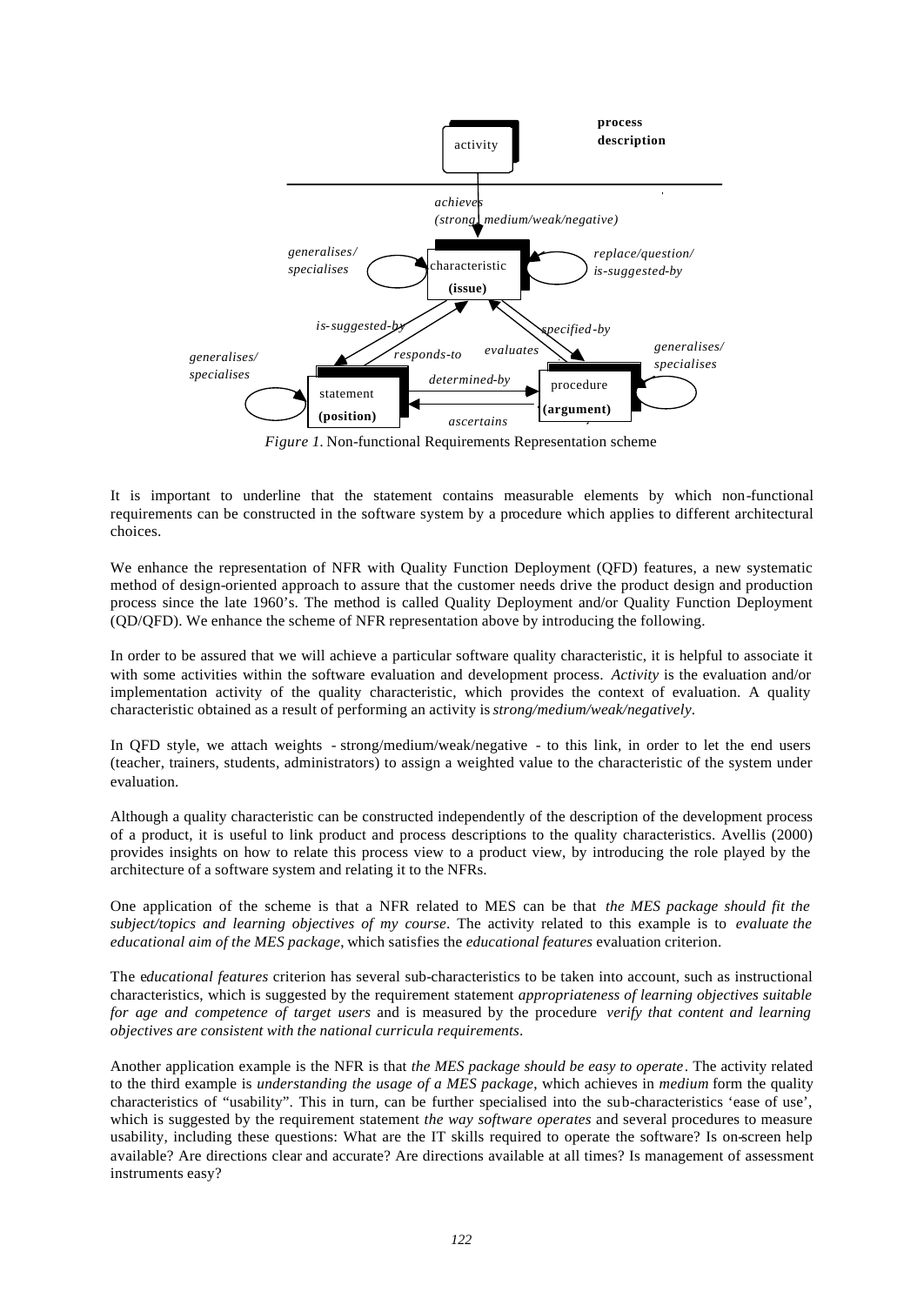*Figure 1.* Non-functional Requirements Representation scheme

It is important to underline that the statement contains measurable elements by which non-functional requirements can be constructed in the software system by a procedure which applies to different architectural choices.

We enhance the representation of NFR with Quality Function Deployment (QFD) features, a new systematic method of design-oriented approach to assure that the customer needs drive the product design and production process since the late 1960's. The method is called Quality Deployment and/or Quality Function Deployment (QD/QFD). We enhance the scheme of NFR representation above by introducing the following.

In order to be assured that we will achieve a particular software quality characteristic, it is helpful to associate it with some activities within the software evaluation and development process. *Activity* is the evaluation and/or implementation activity of the quality characteristic, which provides the context of evaluation. A quality characteristic obtained as a result of performing an activity is *strong/medium/weak/negatively*.

In QFD style, we attach weights - strong/medium/weak/negative - to this link, in order to let the end users (teacher, trainers, students, administrators) to assign a weighted value to the characteristic of the system under evaluation.

Although a quality characteristic can be constructed independently of the description of the development process of a product, it is useful to link product and process descriptions to the quality characteristics. Avellis (2000) provides insights on how to relate this process view to a product view, by introducing the role played by the architecture of a software system and relating it to the NFRs.

One application of the scheme is that a NFR related to MES can be that *the MES package should fit the subject/topics and learning objectives of my course*. The activity related to this example is to *evaluate the educational aim of the MES package*, which satisfies the *educational features* evaluation criterion.

The e*ducational features* criterion has several sub-characteristics to be taken into account, such as instructional characteristics, which is suggested by the requirement statement *appropriateness of learning objectives suitable for age and competence of target users* and is measured by the procedure *verify that content and learning objectives are consistent with the national curricula requirements*.

Another application example is the NFR is that *the MES package should be easy to operate*. The activity related to the third example is *understanding the usage of a MES package*, which achieves in *medium* form the quality characteristics of "usability". This in turn, can be further specialised into the sub-characteristics 'ease of use', which is suggested by the requirement statement *the way software operates* and several procedures to measure usability, including these questions: What are the IT skills required to operate the software? Is on-screen help available? Are directions clear and accurate? Are directions available at all times? Is management of assessment instruments easy?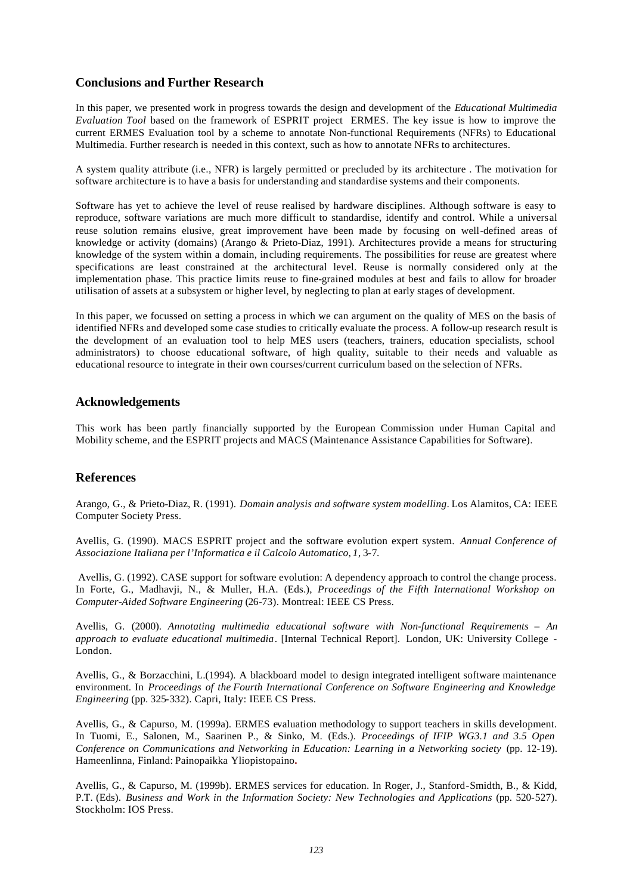## Conclusions and Further Research

In this paper, we presented work in progress towards the design and development of the *Educational Multimedia Evaluation Tool* based on the framework of ESPRIT project ERMES. The key issue is how to improve the current ERMES Evaluation tool by a scheme to annotate Non-functional Requirements (NFRs) to Educational Multimedia. Further research is needed in this context, such as how to annotate NFRs to architectures.

A system quality attribute (i.e., NFR) is largely permitted or precluded by its architecture . The motivation for software architecture is to have a basis for understanding and standardise systems and their components.

Software has yet to achieve the level of reuse realised by hardware disciplines. Although software is easy to reproduce, software variations are much more difficult to standardise, identify and control. While a universal reuse solution remains elusive, great improvement have been made by focusing on well-defined areas of knowledge or activity (domains) (Arango & Prieto-Diaz, 1991). Architectures provide a means for structuring knowledge of the system within a domain, including requirements. The possibilities for reuse are greatest where specifications are least constrained at the architectural level. Reuse is normally considered only at the implementation phase. This practice limits reuse to fine-grained modules at best and fails to allow for broader utilisation of assets at a subsystem or higher level, by neglecting to plan at early stages of development.

In this paper, we focussed on setting a process in which we can argument on the quality of MES on the basis of identified NFRs and developed some case studies to critically evaluate the process. A follow-up research result is the development of an evaluation tool to help MES users (teachers, trainers, education specialists, school administrators) to choose educational software, of high quality, suitable to their needs and valuable as educational resource to integrate in their own courses/current curriculum based on the selection of NFRs.

## Acknowledgements

This work has been partly financially supported by the European Commission under Human Capital and Mobility scheme, and the ESPRIT projects and MACS (Maintenance Assistance Capabilities for Software).

## References

Arango, G., & Prieto-Diaz, R. (1991). *Domain analysis and software system modelling*. Los Alamitos, CA: IEEE Computer Society Press.

Avellis, G. (1990). MACS ESPRIT project and the software evolution expert system. *Annual Conference of Associazione Italiana per l'Informatica e il Calcolo Automatico, 1*, 3-7.

Avellis, G. (1992). CASE support for software evolution: A dependency approach to control the change process. In Forte, G., Madhavji, N., & Muller, H.A. (Eds.), *Proceedings of the Fifth International Workshop on Computer-Aided Software Engineering* (26-73). Montreal: IEEE CS Press.

Avellis, G. (2000). *Annotating multimedia educational software with Non-functional Requirements – An approach to evaluate educational multimedia*. [Internal Technical Report]. London, UK: University College - London.

Avellis, G., & Borzacchini, L.(1994). A blackboard model to design integrated intelligent software maintenance environment. In *Proceedings of the Fourth International Conference on Software Engineering and Knowledge Engineering* (pp. 325-332). Capri, Italy: IEEE CS Press.

Avellis, G., & Capurso, M. (1999a). ERMES evaluation methodology to support teachers in skills development. In Tuomi, E., Salonen, M., Saarinen P., & Sinko, M. (Eds.). *Proceedings of IFIP WG3.1 and 3.5 Open Conference on Communications and Networking in Education: Learning in a Networking society* (pp. 12-19). Hameenlinna, Finland: Painopaikka Yliopistopaino**.**

Avellis, G., & Capurso, M. (1999b). ERMES services for education. In Roger, J., Stanford-Smidth, B., & Kidd, P.T. (Eds). *Business and Work in the Information Society: New Technologies and Applications* (pp. 520-527). Stockholm: IOS Press.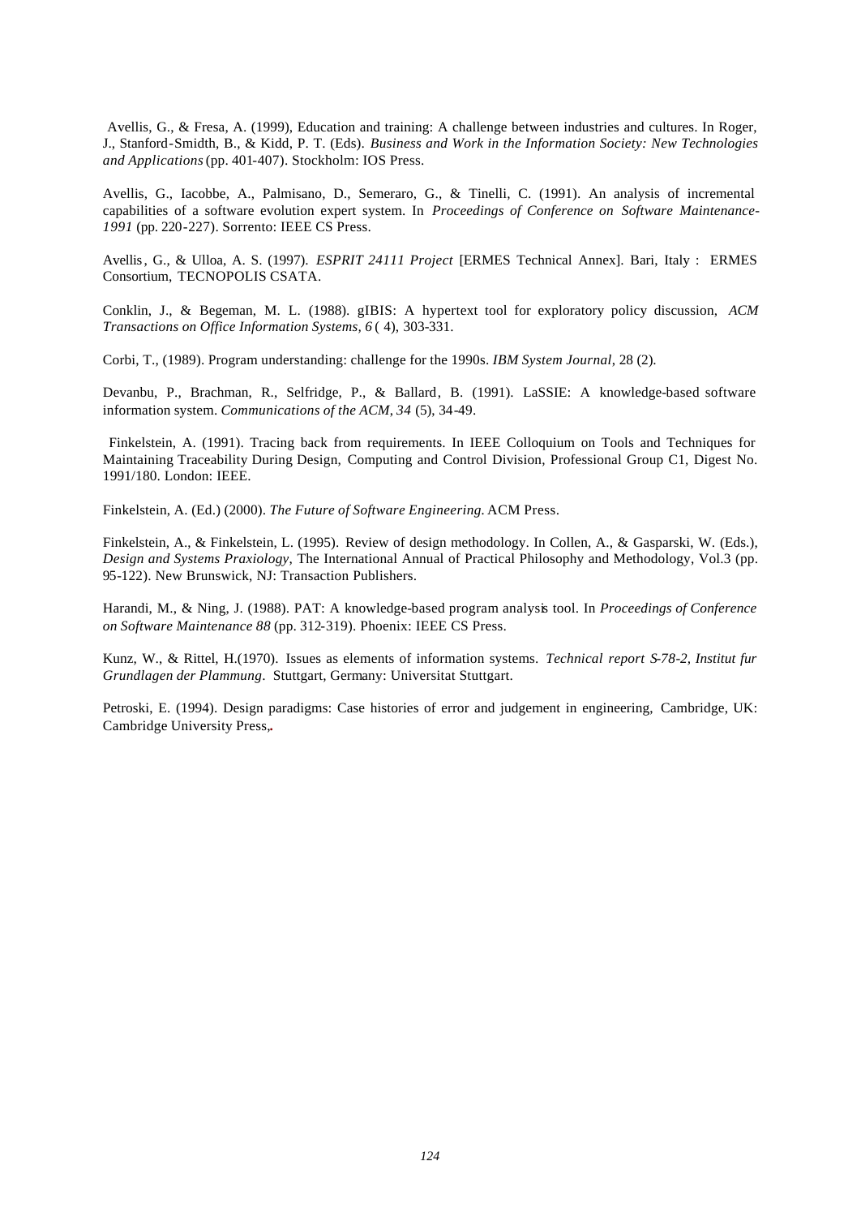Avellis, G., & Fresa, A. (1999), Education and training: A challenge between industries and cultures. In Roger, J., Stanford-Smidth, B., & Kidd, P. T. (Eds). *Business and Work in the Information Society: New Technologies and Applications* (pp. 401-407). Stockholm: IOS Press.

Avellis, G., Iacobbe, A., Palmisano, D., Semeraro, G., & Tinelli, C. (1991). An analysis of incremental capabilities of a software evolution expert system. In *Proceedings of Conference on Software Maintenance-1991* (pp. 220-227). Sorrento: IEEE CS Press.

Avellis, G., & Ulloa, A. S. (1997). *ESPRIT 24111 Project* [ERMES Technical Annex]. Bari, Italy : ERMES Consortium, TECNOPOLIS CSATA.

Conklin, J., & Begeman, M. L. (1988). gIBIS: A hypertext tool for exploratory policy discussion, *ACM Transactions on Office Information Systems, 6* ( 4), 303-331.

Corbi, T., (1989). Program understanding: challenge for the 1990s. *IBM System Journal*, 28 (2).

Devanbu, P., Brachman, R., Selfridge, P., & Ballard, B. (1991). LaSSIE: A knowledge-based software information system. *Communications of the ACM, 34* (5), 34-49.

Finkelstein, A. (1991). Tracing back from requirements. In IEEE Colloquium on Tools and Techniques for Maintaining Traceability During Design, Computing and Control Division, Professional Group C1, Digest No. 1991/180. London: IEEE.

Finkelstein, A. (Ed.) (2000). *The Future of Software Engineering.* ACM Press.

Finkelstein, A., & Finkelstein, L. (1995). Review of design methodology. In Collen, A., & Gasparski, W. (Eds.), *Design and Systems Praxiology*, The International Annual of Practical Philosophy and Methodology, Vol.3 (pp. 95-122). New Brunswick, NJ: Transaction Publishers.

Harandi, M., & Ning, J. (1988). PAT: A knowledge-based program analysis tool. In *Proceedings of Conference on Software Maintenance 88* (pp. 312-319). Phoenix: IEEE CS Press.

Kunz, W., & Rittel, H.(1970). Issues as elements of information systems. *Technical report S-78-2, Institut fur Grundlagen der Plammung*. Stuttgart, Germany: Universitat Stuttgart.

Petroski, E. (1994). Design paradigms: Case histories of error and judgement in engineering, Cambridge, UK: Cambridge University Press,.